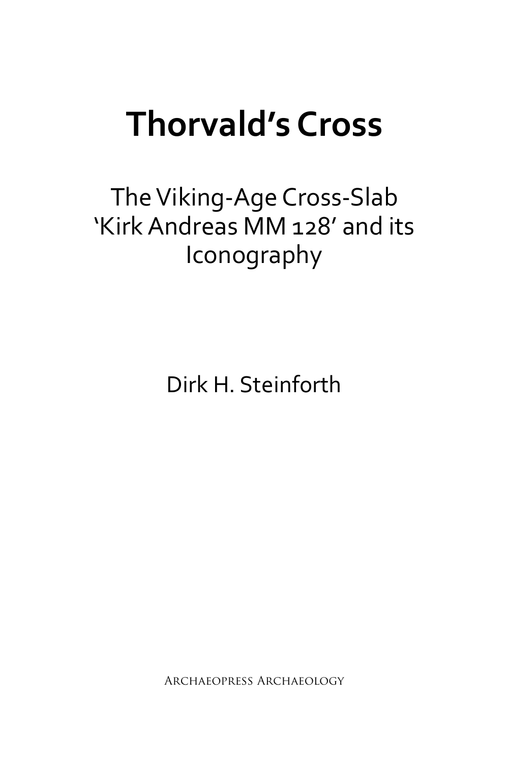# Thorvald's Cross

## The Viking-Age Cross-Slab 'Kirk Andreas MM 128' and its Iconography

Dirk H. Steinforth

Archaeopress Archaeology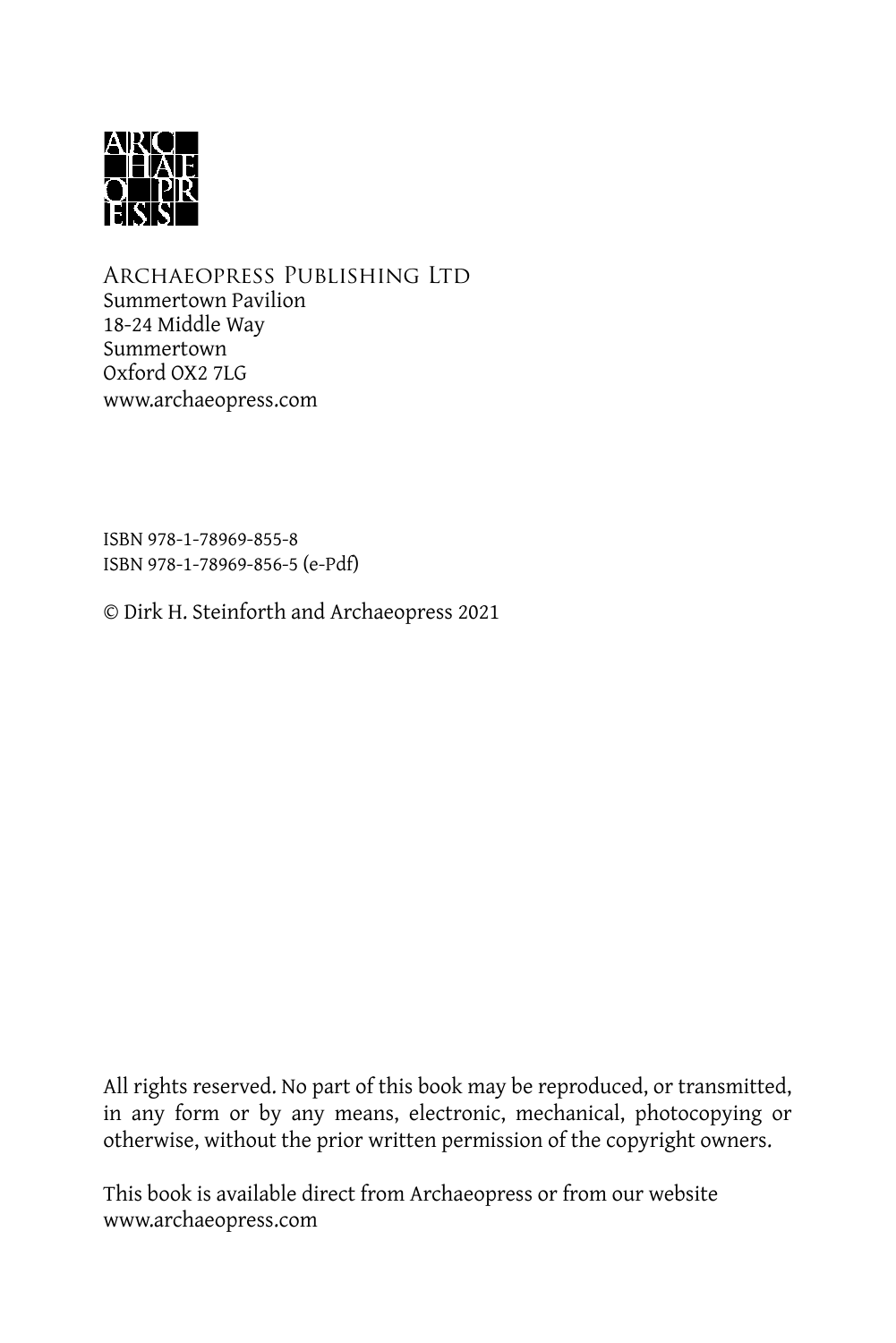ARCHAEOPRESS PUBLISHING LTD
Summertown Pavilion
18-24 Middle Way
Summertown
Oxford OX2 7LG
www.archaeopress.com

ISBN 978-1-78969-855-8
ISBN 978-1-78969-856-5 (e-Pdf)

© Dirk H. Steinforth and Archaeopress 2021

All rights reserved. No part of this book may be reproduced, or transmitted, in any form or by any means, electronic, mechanical, photocopying or otherwise, without the prior written permission of the copyright owners.

This book is available direct from Archaeopress or from our website www.archaeopress.com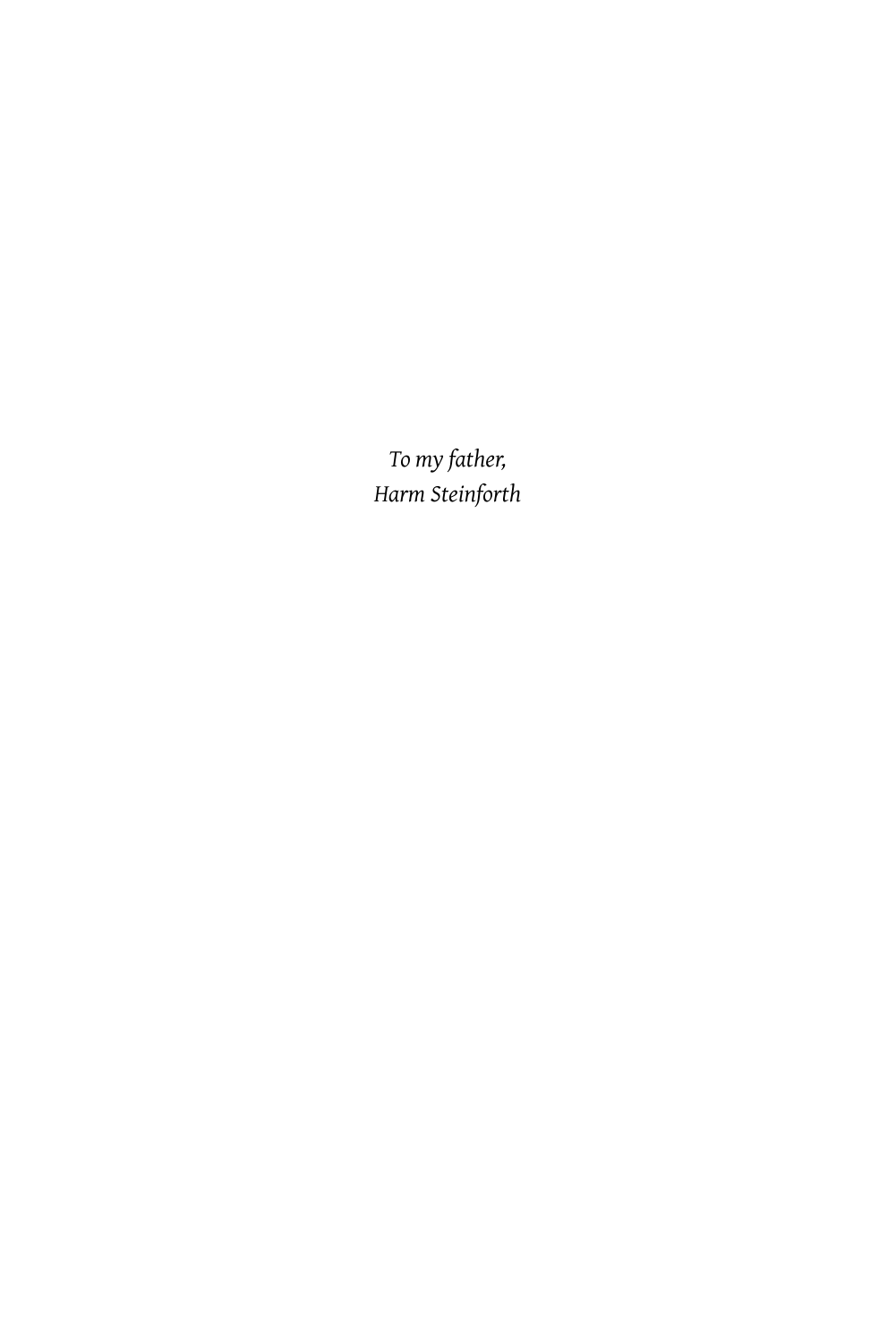*To my father,*
*Harm Steinforth*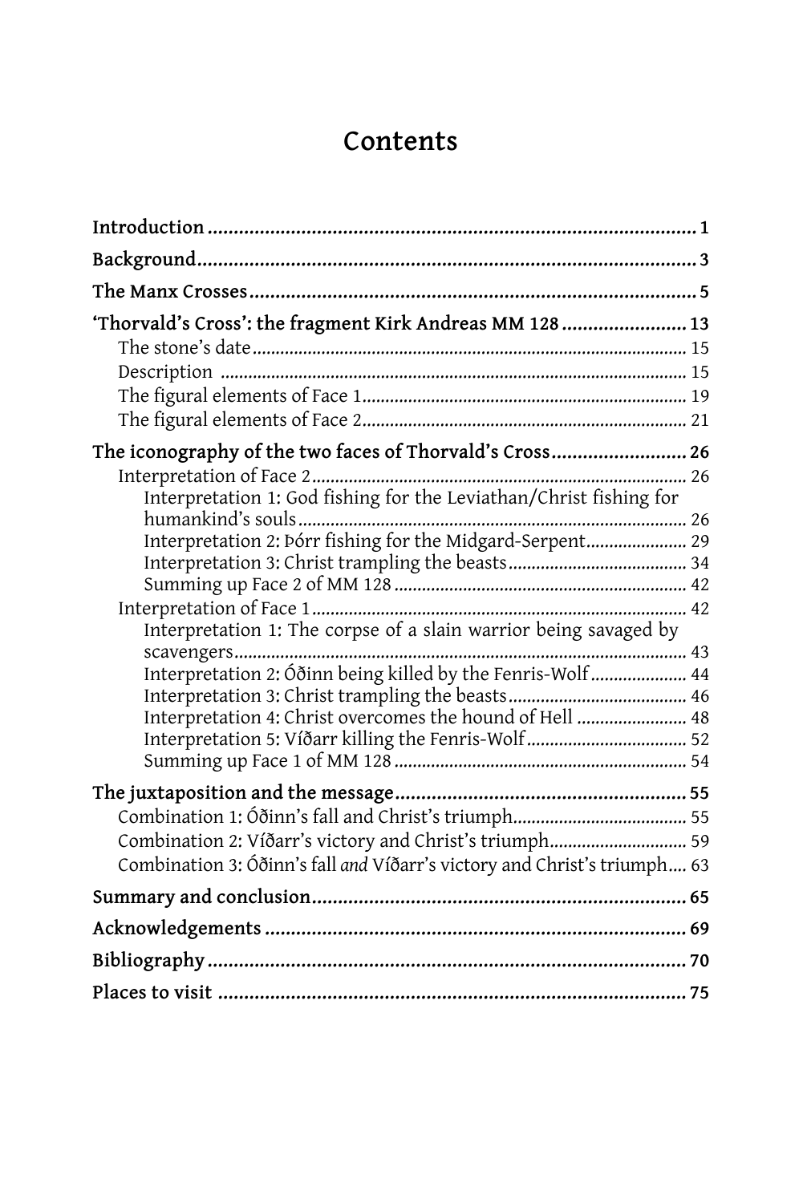# Contents

**Introduction** ..... 1

**Background** ..... 3

**The Manx Crosses** ..... 5

**'Thorvald's Cross': the fragment Kirk Andreas MM 128** ..... 13

- The stone's date ..... 15
- Description ..... 15
- The figural elements of Face 1 ..... 19
- The figural elements of Face 2 ..... 21

**The iconography of the two faces of Thorvald's Cross** ..... 26

- Interpretation of Face 2 ..... 26
  - Interpretation 1: God fishing for the Leviathan/Christ fishing for humankind's souls ..... 26
  - Interpretation 2: Þórr fishing for the Midgard-Serpent ..... 29
  - Interpretation 3: Christ trampling the beasts ..... 34
  - Summing up Face 2 of MM 128 ..... 42
- Interpretation of Face 1 ..... 42
  - Interpretation 1: The corpse of a slain warrior being savaged by scavengers ..... 43
  - Interpretation 2: Óðinn being killed by the Fenris-Wolf ..... 44
  - Interpretation 3: Christ trampling the beasts ..... 46
  - Interpretation 4: Christ overcomes the hound of Hell ..... 48
  - Interpretation 5: Víðarr killing the Fenris-Wolf ..... 52
  - Summing up Face 1 of MM 128 ..... 54

**The juxtaposition and the message** ..... 55

- Combination 1: Óðinn's fall and Christ's triumph ..... 55
- Combination 2: Víðarr's victory and Christ's triumph ..... 59
- Combination 3: Óðinn's fall *and* Víðarr's victory and Christ's triumph ..... 63

**Summary and conclusion** ..... 65

**Acknowledgements** ..... 69

**Bibliography** ..... 70

**Places to visit** ..... 75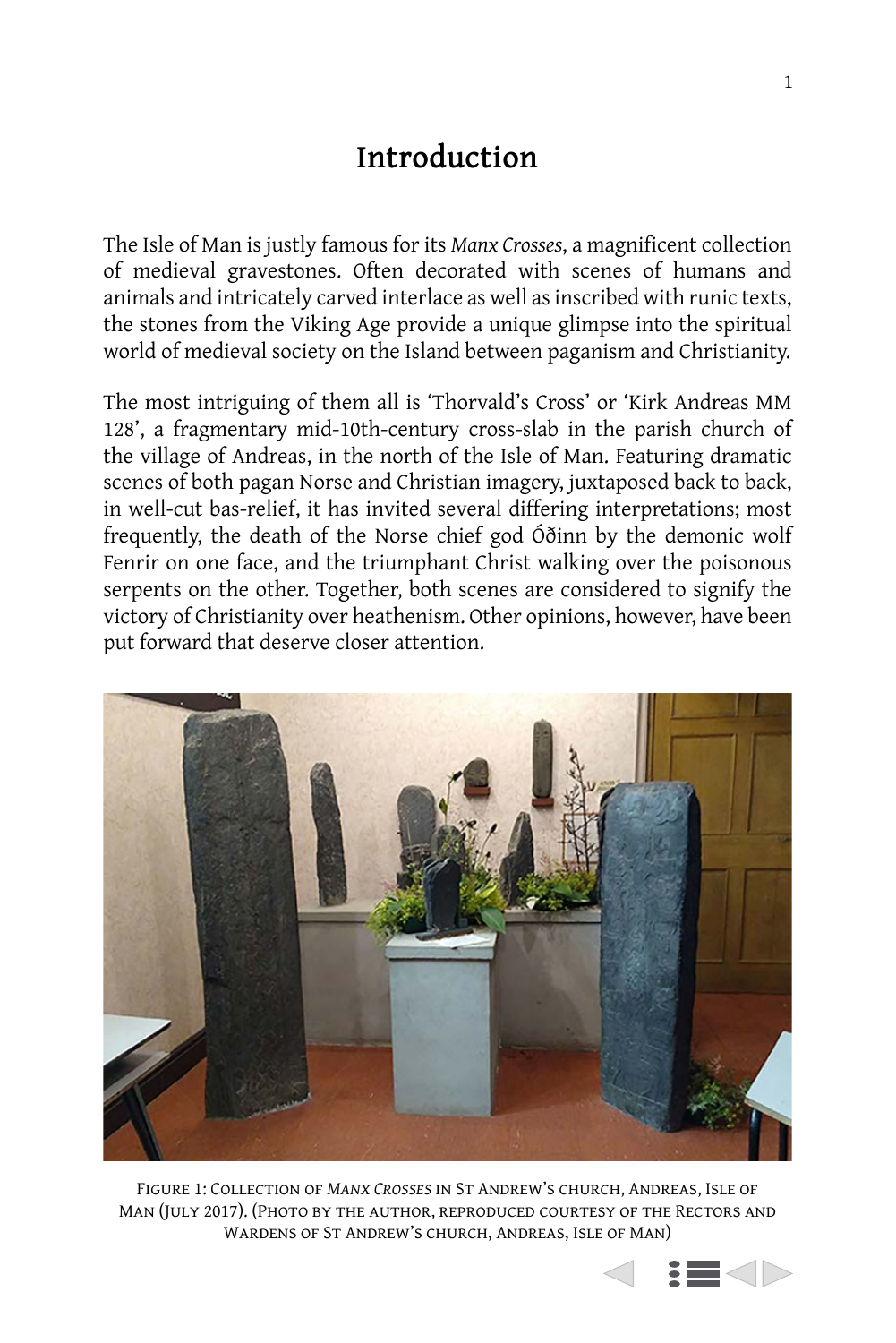# Introduction

The Isle of Man is justly famous for its *Manx Crosses*, a magnificent collection of medieval gravestones. Often decorated with scenes of humans and animals and intricately carved interlace as well as inscribed with runic texts, the stones from the Viking Age provide a unique glimpse into the spiritual world of medieval society on the Island between paganism and Christianity.

The most intriguing of them all is 'Thorvald's Cross' or 'Kirk Andreas MM 128', a fragmentary mid-10th-century cross-slab in the parish church of the village of Andreas, in the north of the Isle of Man. Featuring dramatic scenes of both pagan Norse and Christian imagery, juxtaposed back to back, in well-cut bas-relief, it has invited several differing interpretations; most frequently, the death of the Norse chief god Óðinn by the demonic wolf Fenrir on one face, and the triumphant Christ walking over the poisonous serpents on the other. Together, both scenes are considered to signify the victory of Christianity over heathenism. Other opinions, however, have been put forward that deserve closer attention.

Figure 1: Collection of *Manx Crosses* in St Andrew's church, Andreas, Isle of Man (July 2017). (Photo by the author, reproduced courtesy of the Rectors and Wardens of St Andrew's church, Andreas, Isle of Man)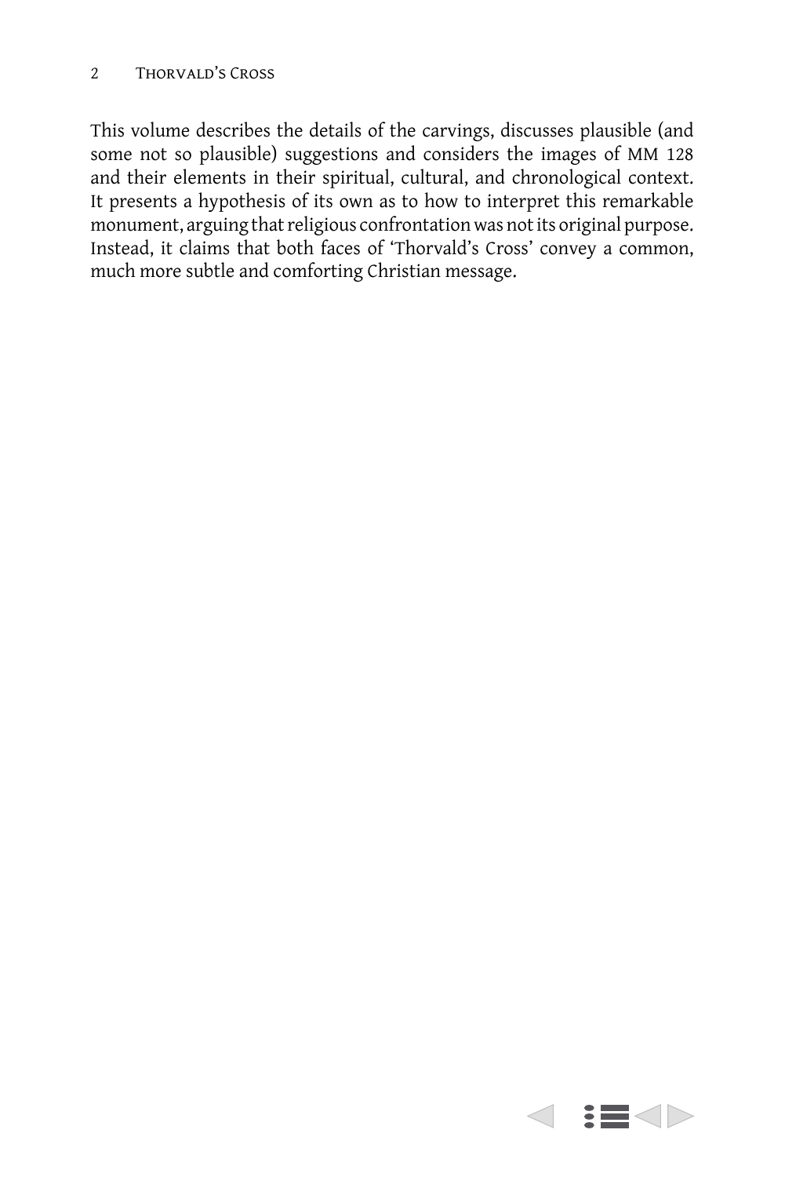This volume describes the details of the carvings, discusses plausible (and some not so plausible) suggestions and considers the images of MM 128 and their elements in their spiritual, cultural, and chronological context. It presents a hypothesis of its own as to how to interpret this remarkable monument, arguing that religious confrontation was not its original purpose. Instead, it claims that both faces of 'Thorvald's Cross' convey a common, much more subtle and comforting Christian message.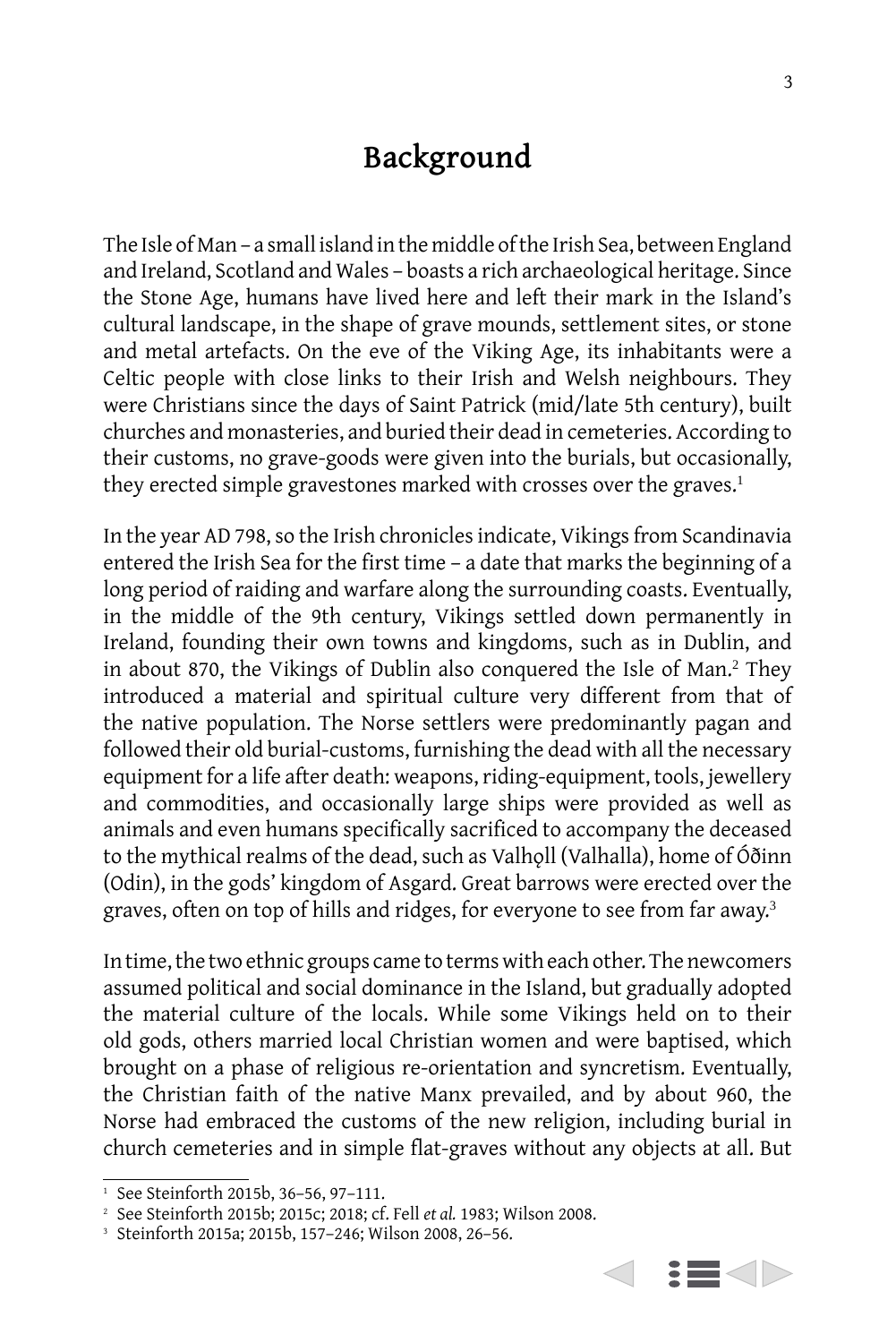# Background

The Isle of Man – a small island in the middle of the Irish Sea, between England and Ireland, Scotland and Wales – boasts a rich archaeological heritage. Since the Stone Age, humans have lived here and left their mark in the Island's cultural landscape, in the shape of grave mounds, settlement sites, or stone and metal artefacts. On the eve of the Viking Age, its inhabitants were a Celtic people with close links to their Irish and Welsh neighbours. They were Christians since the days of Saint Patrick (mid/late 5th century), built churches and monasteries, and buried their dead in cemeteries. According to their customs, no grave-goods were given into the burials, but occasionally, they erected simple gravestones marked with crosses over the graves.[1]

In the year AD 798, so the Irish chronicles indicate, Vikings from Scandinavia entered the Irish Sea for the first time – a date that marks the beginning of a long period of raiding and warfare along the surrounding coasts. Eventually, in the middle of the 9th century, Vikings settled down permanently in Ireland, founding their own towns and kingdoms, such as in Dublin, and in about 870, the Vikings of Dublin also conquered the Isle of Man.[2] They introduced a material and spiritual culture very different from that of the native population. The Norse settlers were predominantly pagan and followed their old burial-customs, furnishing the dead with all the necessary equipment for a life after death: weapons, riding-equipment, tools, jewellery and commodities, and occasionally large ships were provided as well as animals and even humans specifically sacrificed to accompany the deceased to the mythical realms of the dead, such as Valhǫll (Valhalla), home of Óðinn (Odin), in the gods' kingdom of Asgard. Great barrows were erected over the graves, often on top of hills and ridges, for everyone to see from far away.[3]

In time, the two ethnic groups came to terms with each other. The newcomers assumed political and social dominance in the Island, but gradually adopted the material culture of the locals. While some Vikings held on to their old gods, others married local Christian women and were baptised, which brought on a phase of religious re-orientation and syncretism. Eventually, the Christian faith of the native Manx prevailed, and by about 960, the Norse had embraced the customs of the new religion, including burial in church cemeteries and in simple flat-graves without any objects at all. But

---

[1] See Steinforth 2015b, 36–56, 97–111.

[2] See Steinforth 2015b; 2015c; 2018; cf. Fell *et al.* 1983; Wilson 2008.

[3] Steinforth 2015a; 2015b, 157–246; Wilson 2008, 26–56.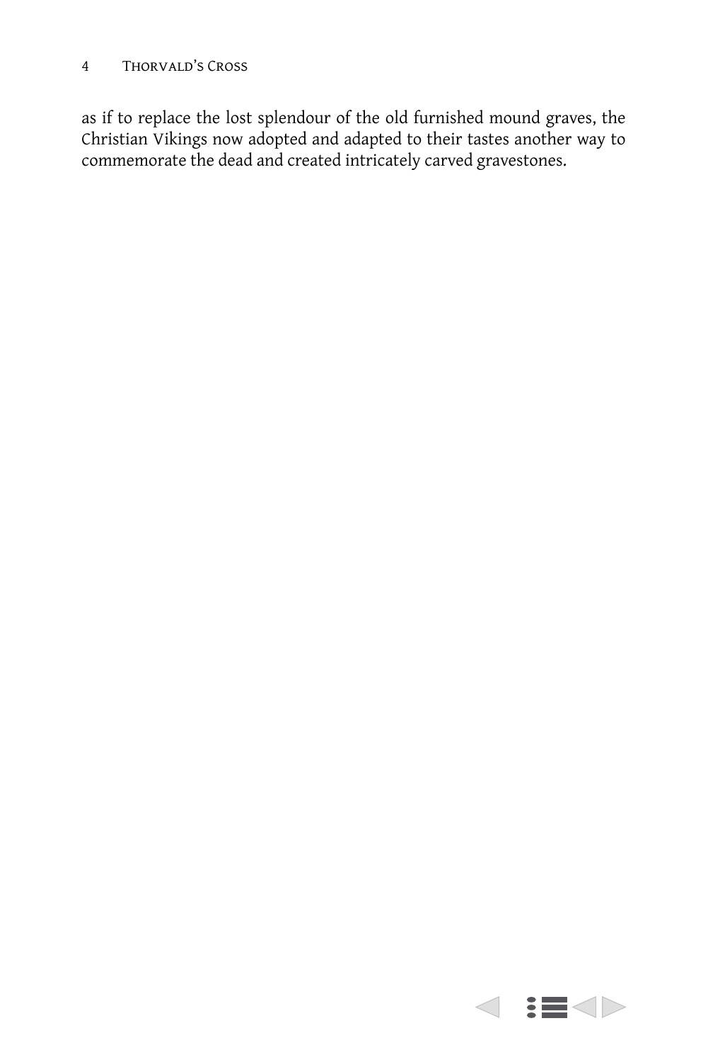as if to replace the lost splendour of the old furnished mound graves, the Christian Vikings now adopted and adapted to their tastes another way to commemorate the dead and created intricately carved gravestones.